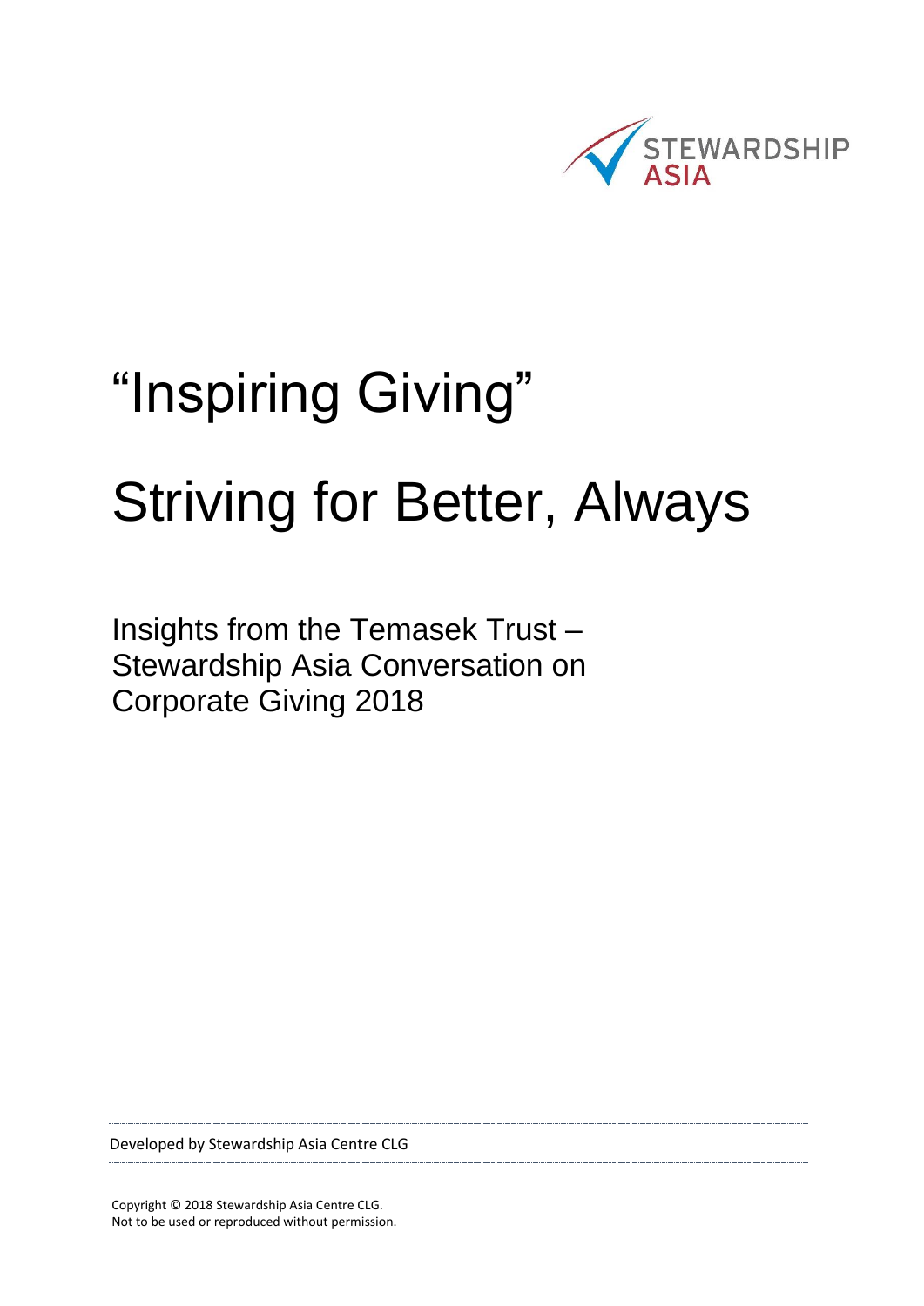STEWARDSHIP ASIA

# "Inspiring Giving"

# Striving for Better, Always

## Insights from the Temasek Trust – Stewardship Asia Conversation on Corporate Giving 2018

Developed by Stewardship Asia Centre CLG

Copyright © 2018 Stewardship Asia Centre CLG.
Not to be used or reproduced without permission.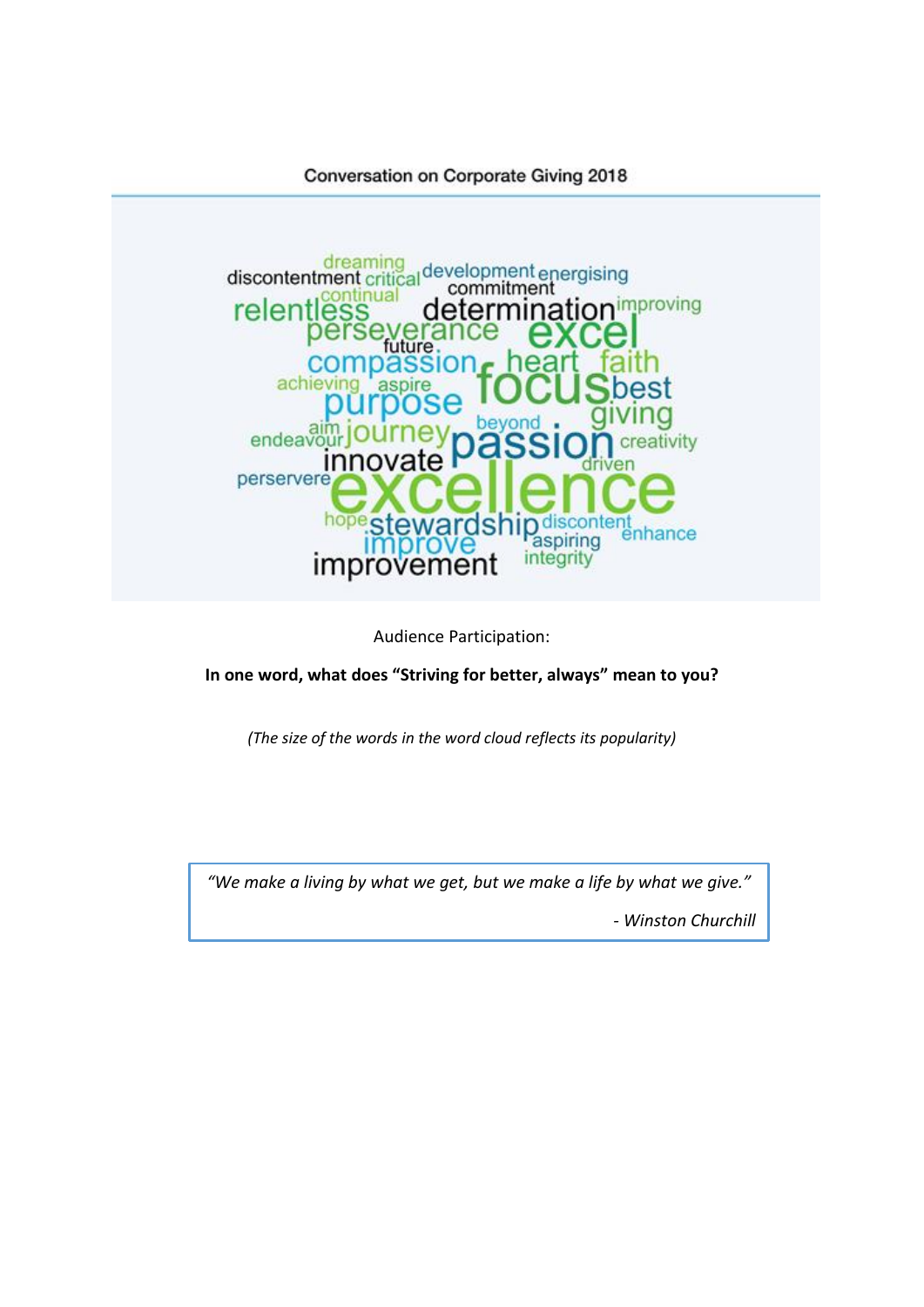Conversation on Corporate Giving 2018

dreaming discontentment critical development energising commitment continual relentless determination improving perseverance excel future compassion heart faith achieving aspire focus best purpose giving beyond aim endeavour journey passion creativity innovate driven perservere excellence hope stewardship discontent enhance improve aspiring integrity improvement

Audience Participation:

**In one word, what does "Striving for better, always" mean to you?**

*(The size of the words in the word cloud reflects its popularity)*

> *"We make a living by what we get, but we make a life by what we give."*
>
> *- Winston Churchill*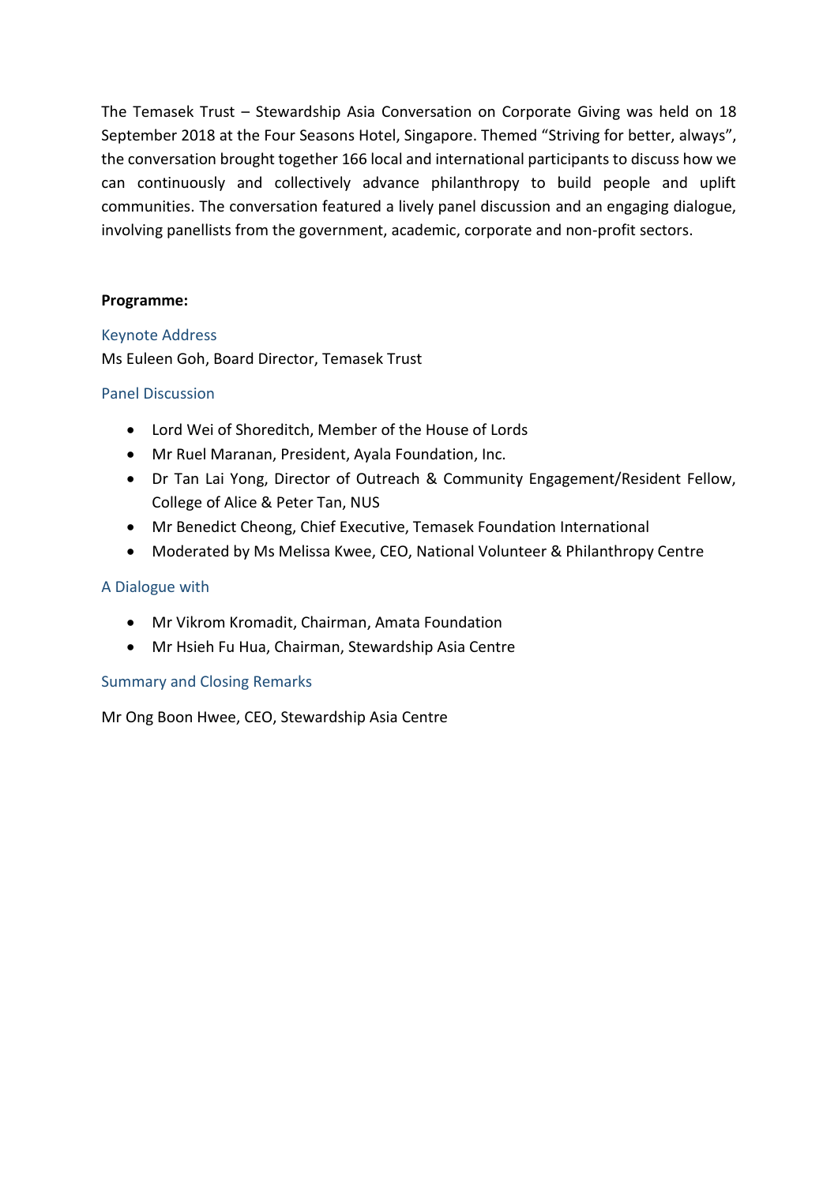The Temasek Trust – Stewardship Asia Conversation on Corporate Giving was held on 18 September 2018 at the Four Seasons Hotel, Singapore. Themed "Striving for better, always", the conversation brought together 166 local and international participants to discuss how we can continuously and collectively advance philanthropy to build people and uplift communities. The conversation featured a lively panel discussion and an engaging dialogue, involving panellists from the government, academic, corporate and non-profit sectors.

**Programme:**

### Keynote Address

Ms Euleen Goh, Board Director, Temasek Trust

### Panel Discussion

- Lord Wei of Shoreditch, Member of the House of Lords
- Mr Ruel Maranan, President, Ayala Foundation, Inc.
- Dr Tan Lai Yong, Director of Outreach & Community Engagement/Resident Fellow, College of Alice & Peter Tan, NUS
- Mr Benedict Cheong, Chief Executive, Temasek Foundation International
- Moderated by Ms Melissa Kwee, CEO, National Volunteer & Philanthropy Centre

### A Dialogue with

- Mr Vikrom Kromadit, Chairman, Amata Foundation
- Mr Hsieh Fu Hua, Chairman, Stewardship Asia Centre

### Summary and Closing Remarks

Mr Ong Boon Hwee, CEO, Stewardship Asia Centre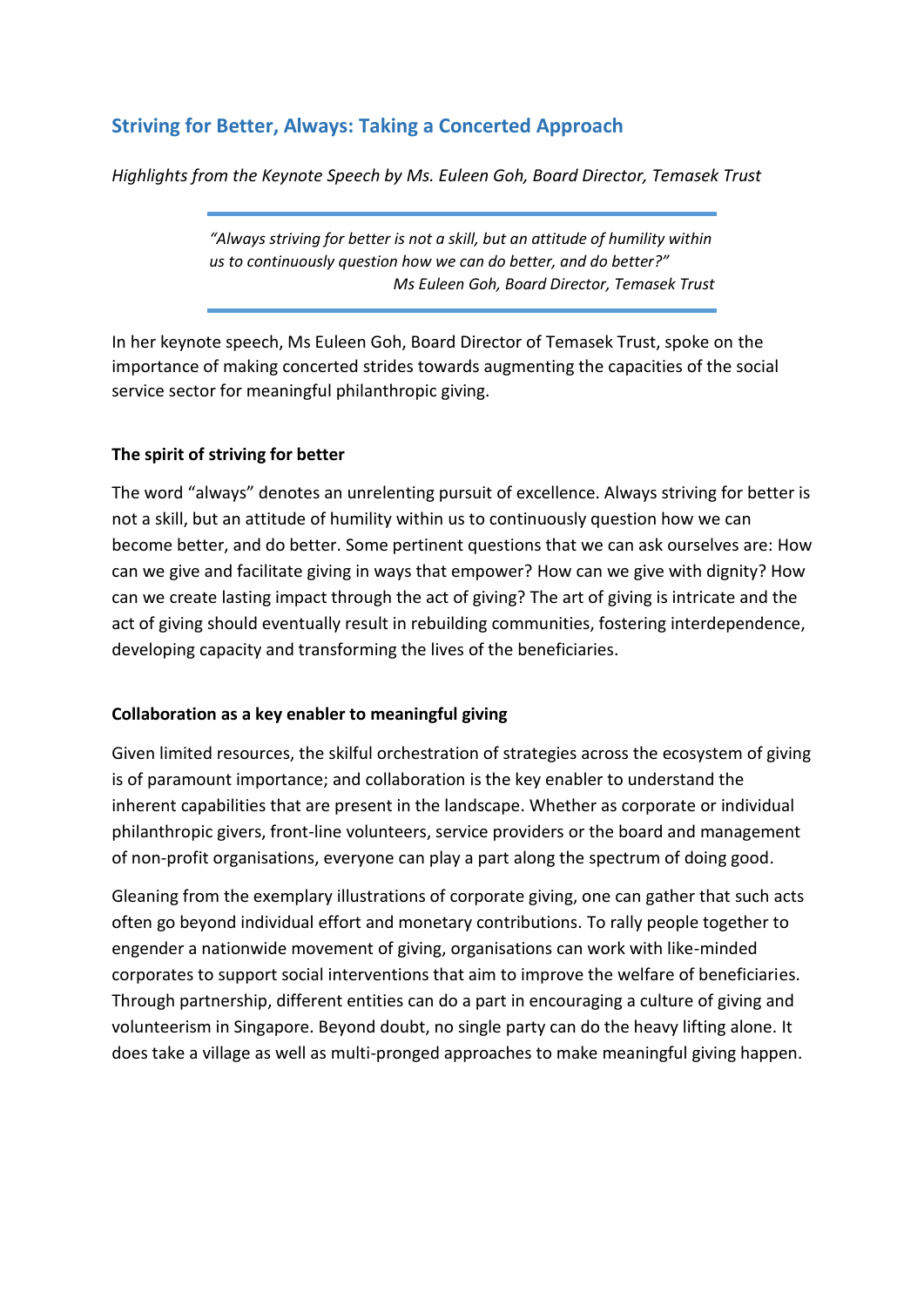## Striving for Better, Always: Taking a Concerted Approach

*Highlights from the Keynote Speech by Ms. Euleen Goh, Board Director, Temasek Trust*

> *"Always striving for better is not a skill, but an attitude of humility within us to continuously question how we can do better, and do better?"*
> *Ms Euleen Goh, Board Director, Temasek Trust*

In her keynote speech, Ms Euleen Goh, Board Director of Temasek Trust, spoke on the importance of making concerted strides towards augmenting the capacities of the social service sector for meaningful philanthropic giving.

**The spirit of striving for better**

The word "always" denotes an unrelenting pursuit of excellence. Always striving for better is not a skill, but an attitude of humility within us to continuously question how we can become better, and do better. Some pertinent questions that we can ask ourselves are: How can we give and facilitate giving in ways that empower? How can we give with dignity? How can we create lasting impact through the act of giving? The art of giving is intricate and the act of giving should eventually result in rebuilding communities, fostering interdependence, developing capacity and transforming the lives of the beneficiaries.

**Collaboration as a key enabler to meaningful giving**

Given limited resources, the skilful orchestration of strategies across the ecosystem of giving is of paramount importance; and collaboration is the key enabler to understand the inherent capabilities that are present in the landscape. Whether as corporate or individual philanthropic givers, front-line volunteers, service providers or the board and management of non-profit organisations, everyone can play a part along the spectrum of doing good.

Gleaning from the exemplary illustrations of corporate giving, one can gather that such acts often go beyond individual effort and monetary contributions. To rally people together to engender a nationwide movement of giving, organisations can work with like-minded corporates to support social interventions that aim to improve the welfare of beneficiaries. Through partnership, different entities can do a part in encouraging a culture of giving and volunteerism in Singapore. Beyond doubt, no single party can do the heavy lifting alone. It does take a village as well as multi-pronged approaches to make meaningful giving happen.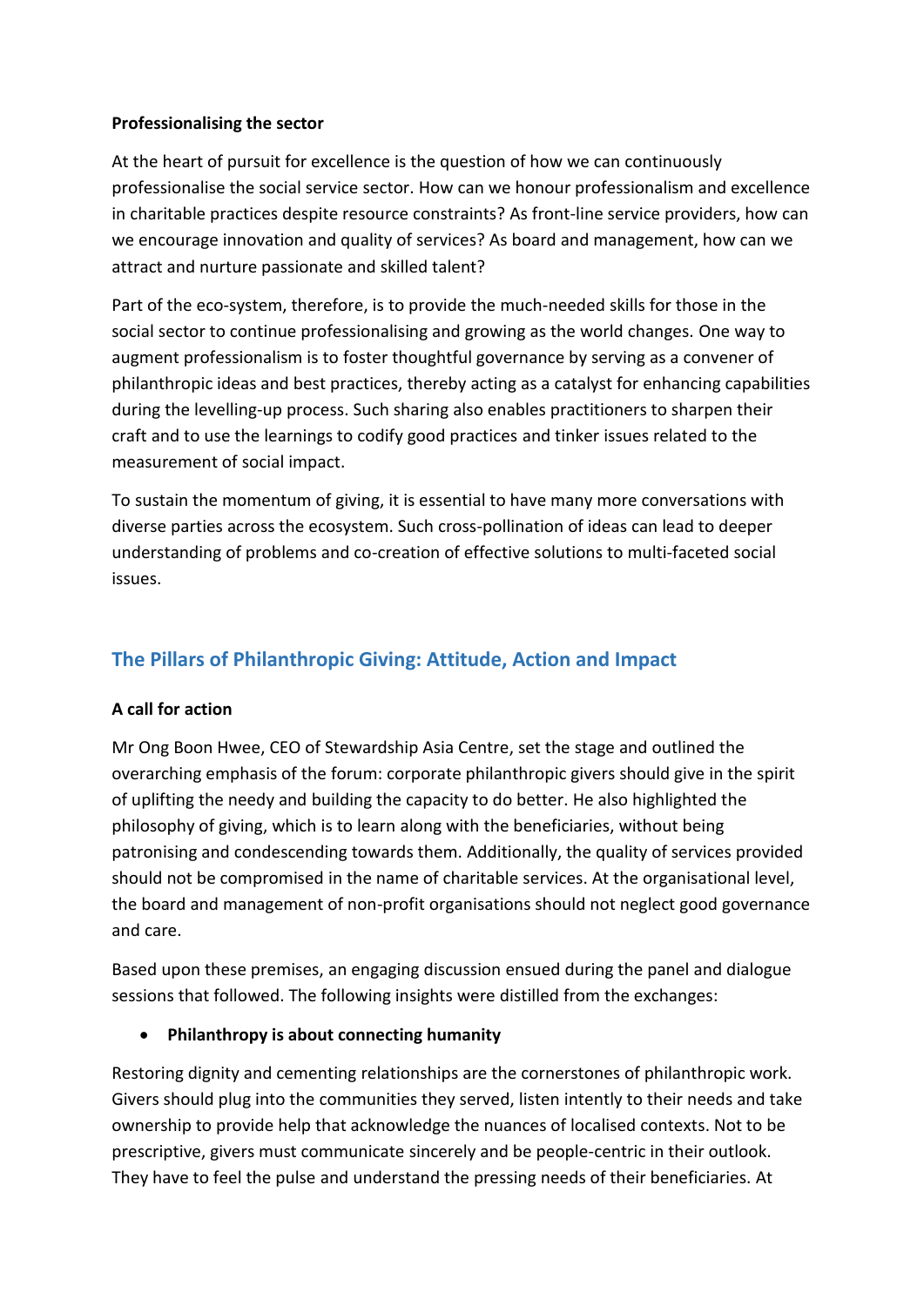**Professionalising the sector**

At the heart of pursuit for excellence is the question of how we can continuously professionalise the social service sector. How can we honour professionalism and excellence in charitable practices despite resource constraints? As front-line service providers, how can we encourage innovation and quality of services? As board and management, how can we attract and nurture passionate and skilled talent?

Part of the eco-system, therefore, is to provide the much-needed skills for those in the social sector to continue professionalising and growing as the world changes. One way to augment professionalism is to foster thoughtful governance by serving as a convener of philanthropic ideas and best practices, thereby acting as a catalyst for enhancing capabilities during the levelling-up process. Such sharing also enables practitioners to sharpen their craft and to use the learnings to codify good practices and tinker issues related to the measurement of social impact.

To sustain the momentum of giving, it is essential to have many more conversations with diverse parties across the ecosystem. Such cross-pollination of ideas can lead to deeper understanding of problems and co-creation of effective solutions to multi-faceted social issues.

## The Pillars of Philanthropic Giving: Attitude, Action and Impact

**A call for action**

Mr Ong Boon Hwee, CEO of Stewardship Asia Centre, set the stage and outlined the overarching emphasis of the forum: corporate philanthropic givers should give in the spirit of uplifting the needy and building the capacity to do better. He also highlighted the philosophy of giving, which is to learn along with the beneficiaries, without being patronising and condescending towards them. Additionally, the quality of services provided should not be compromised in the name of charitable services. At the organisational level, the board and management of non-profit organisations should not neglect good governance and care.

Based upon these premises, an engaging discussion ensued during the panel and dialogue sessions that followed. The following insights were distilled from the exchanges:

- **Philanthropy is about connecting humanity**

Restoring dignity and cementing relationships are the cornerstones of philanthropic work. Givers should plug into the communities they served, listen intently to their needs and take ownership to provide help that acknowledge the nuances of localised contexts. Not to be prescriptive, givers must communicate sincerely and be people-centric in their outlook. They have to feel the pulse and understand the pressing needs of their beneficiaries. At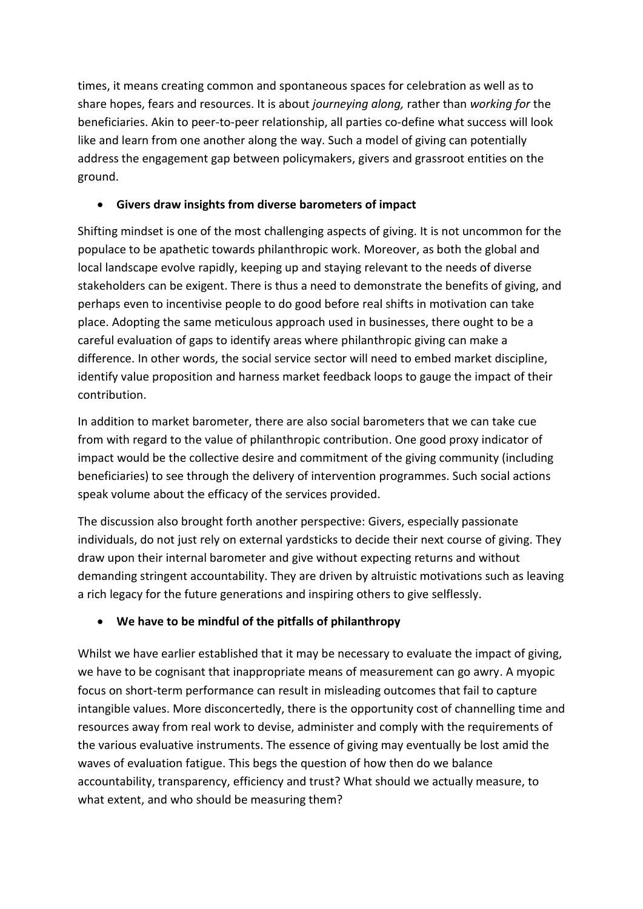times, it means creating common and spontaneous spaces for celebration as well as to share hopes, fears and resources. It is about *journeying along,* rather than *working for* the beneficiaries. Akin to peer-to-peer relationship, all parties co-define what success will look like and learn from one another along the way. Such a model of giving can potentially address the engagement gap between policymakers, givers and grassroot entities on the ground.

- **Givers draw insights from diverse barometers of impact**

Shifting mindset is one of the most challenging aspects of giving. It is not uncommon for the populace to be apathetic towards philanthropic work. Moreover, as both the global and local landscape evolve rapidly, keeping up and staying relevant to the needs of diverse stakeholders can be exigent. There is thus a need to demonstrate the benefits of giving, and perhaps even to incentivise people to do good before real shifts in motivation can take place. Adopting the same meticulous approach used in businesses, there ought to be a careful evaluation of gaps to identify areas where philanthropic giving can make a difference. In other words, the social service sector will need to embed market discipline, identify value proposition and harness market feedback loops to gauge the impact of their contribution.

In addition to market barometer, there are also social barometers that we can take cue from with regard to the value of philanthropic contribution. One good proxy indicator of impact would be the collective desire and commitment of the giving community (including beneficiaries) to see through the delivery of intervention programmes. Such social actions speak volume about the efficacy of the services provided.

The discussion also brought forth another perspective: Givers, especially passionate individuals, do not just rely on external yardsticks to decide their next course of giving. They draw upon their internal barometer and give without expecting returns and without demanding stringent accountability. They are driven by altruistic motivations such as leaving a rich legacy for the future generations and inspiring others to give selflessly.

- **We have to be mindful of the pitfalls of philanthropy**

Whilst we have earlier established that it may be necessary to evaluate the impact of giving, we have to be cognisant that inappropriate means of measurement can go awry. A myopic focus on short-term performance can result in misleading outcomes that fail to capture intangible values. More disconcertedly, there is the opportunity cost of channelling time and resources away from real work to devise, administer and comply with the requirements of the various evaluative instruments. The essence of giving may eventually be lost amid the waves of evaluation fatigue. This begs the question of how then do we balance accountability, transparency, efficiency and trust? What should we actually measure, to what extent, and who should be measuring them?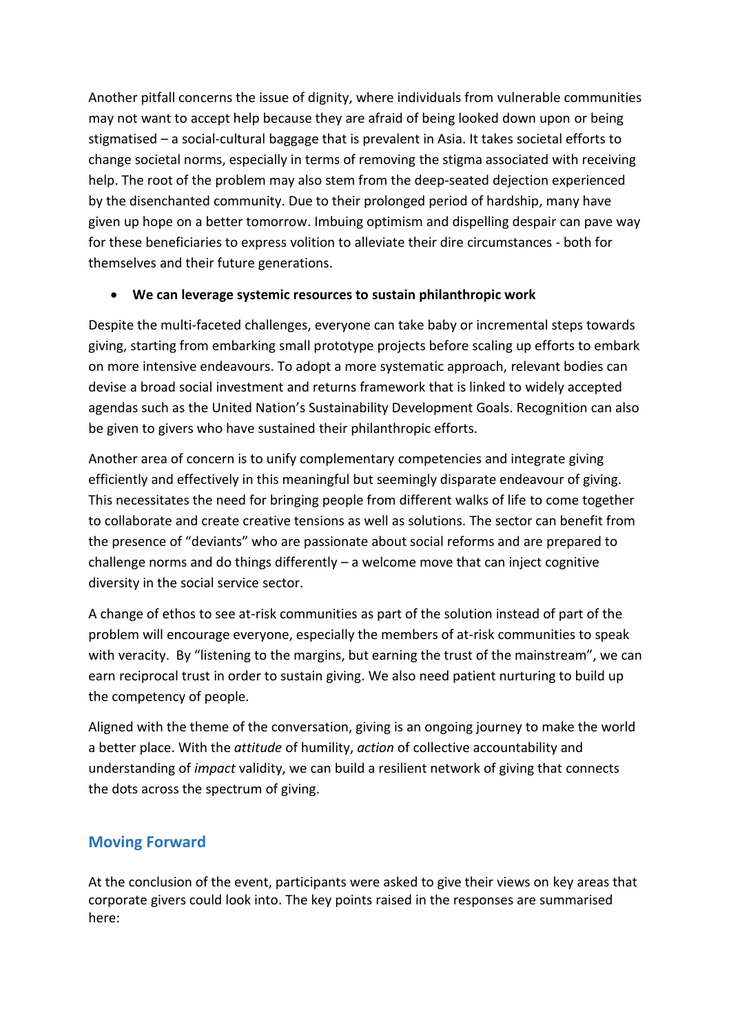Another pitfall concerns the issue of dignity, where individuals from vulnerable communities may not want to accept help because they are afraid of being looked down upon or being stigmatised – a social-cultural baggage that is prevalent in Asia. It takes societal efforts to change societal norms, especially in terms of removing the stigma associated with receiving help. The root of the problem may also stem from the deep-seated dejection experienced by the disenchanted community. Due to their prolonged period of hardship, many have given up hope on a better tomorrow. Imbuing optimism and dispelling despair can pave way for these beneficiaries to express volition to alleviate their dire circumstances - both for themselves and their future generations.

- **We can leverage systemic resources to sustain philanthropic work**

Despite the multi-faceted challenges, everyone can take baby or incremental steps towards giving, starting from embarking small prototype projects before scaling up efforts to embark on more intensive endeavours. To adopt a more systematic approach, relevant bodies can devise a broad social investment and returns framework that is linked to widely accepted agendas such as the United Nation's Sustainability Development Goals. Recognition can also be given to givers who have sustained their philanthropic efforts.

Another area of concern is to unify complementary competencies and integrate giving efficiently and effectively in this meaningful but seemingly disparate endeavour of giving. This necessitates the need for bringing people from different walks of life to come together to collaborate and create creative tensions as well as solutions. The sector can benefit from the presence of "deviants" who are passionate about social reforms and are prepared to challenge norms and do things differently – a welcome move that can inject cognitive diversity in the social service sector.

A change of ethos to see at-risk communities as part of the solution instead of part of the problem will encourage everyone, especially the members of at-risk communities to speak with veracity. By "listening to the margins, but earning the trust of the mainstream", we can earn reciprocal trust in order to sustain giving. We also need patient nurturing to build up the competency of people.

Aligned with the theme of the conversation, giving is an ongoing journey to make the world a better place. With the *attitude* of humility, *action* of collective accountability and understanding of *impact* validity, we can build a resilient network of giving that connects the dots across the spectrum of giving.

## Moving Forward

At the conclusion of the event, participants were asked to give their views on key areas that corporate givers could look into. The key points raised in the responses are summarised here: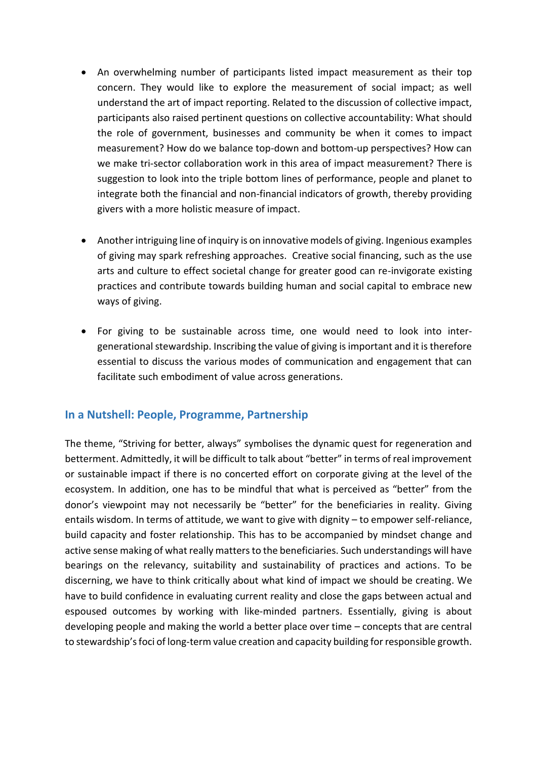- An overwhelming number of participants listed impact measurement as their top concern. They would like to explore the measurement of social impact; as well understand the art of impact reporting. Related to the discussion of collective impact, participants also raised pertinent questions on collective accountability: What should the role of government, businesses and community be when it comes to impact measurement? How do we balance top-down and bottom-up perspectives? How can we make tri-sector collaboration work in this area of impact measurement? There is suggestion to look into the triple bottom lines of performance, people and planet to integrate both the financial and non-financial indicators of growth, thereby providing givers with a more holistic measure of impact.

- Another intriguing line of inquiry is on innovative models of giving. Ingenious examples of giving may spark refreshing approaches. Creative social financing, such as the use arts and culture to effect societal change for greater good can re-invigorate existing practices and contribute towards building human and social capital to embrace new ways of giving.

- For giving to be sustainable across time, one would need to look into inter-generational stewardship. Inscribing the value of giving is important and it is therefore essential to discuss the various modes of communication and engagement that can facilitate such embodiment of value across generations.

## In a Nutshell: People, Programme, Partnership

The theme, "Striving for better, always" symbolises the dynamic quest for regeneration and betterment. Admittedly, it will be difficult to talk about "better" in terms of real improvement or sustainable impact if there is no concerted effort on corporate giving at the level of the ecosystem. In addition, one has to be mindful that what is perceived as "better" from the donor's viewpoint may not necessarily be "better" for the beneficiaries in reality. Giving entails wisdom. In terms of attitude, we want to give with dignity – to empower self-reliance, build capacity and foster relationship. This has to be accompanied by mindset change and active sense making of what really matters to the beneficiaries. Such understandings will have bearings on the relevancy, suitability and sustainability of practices and actions. To be discerning, we have to think critically about what kind of impact we should be creating. We have to build confidence in evaluating current reality and close the gaps between actual and espoused outcomes by working with like-minded partners. Essentially, giving is about developing people and making the world a better place over time – concepts that are central to stewardship's foci of long-term value creation and capacity building for responsible growth.